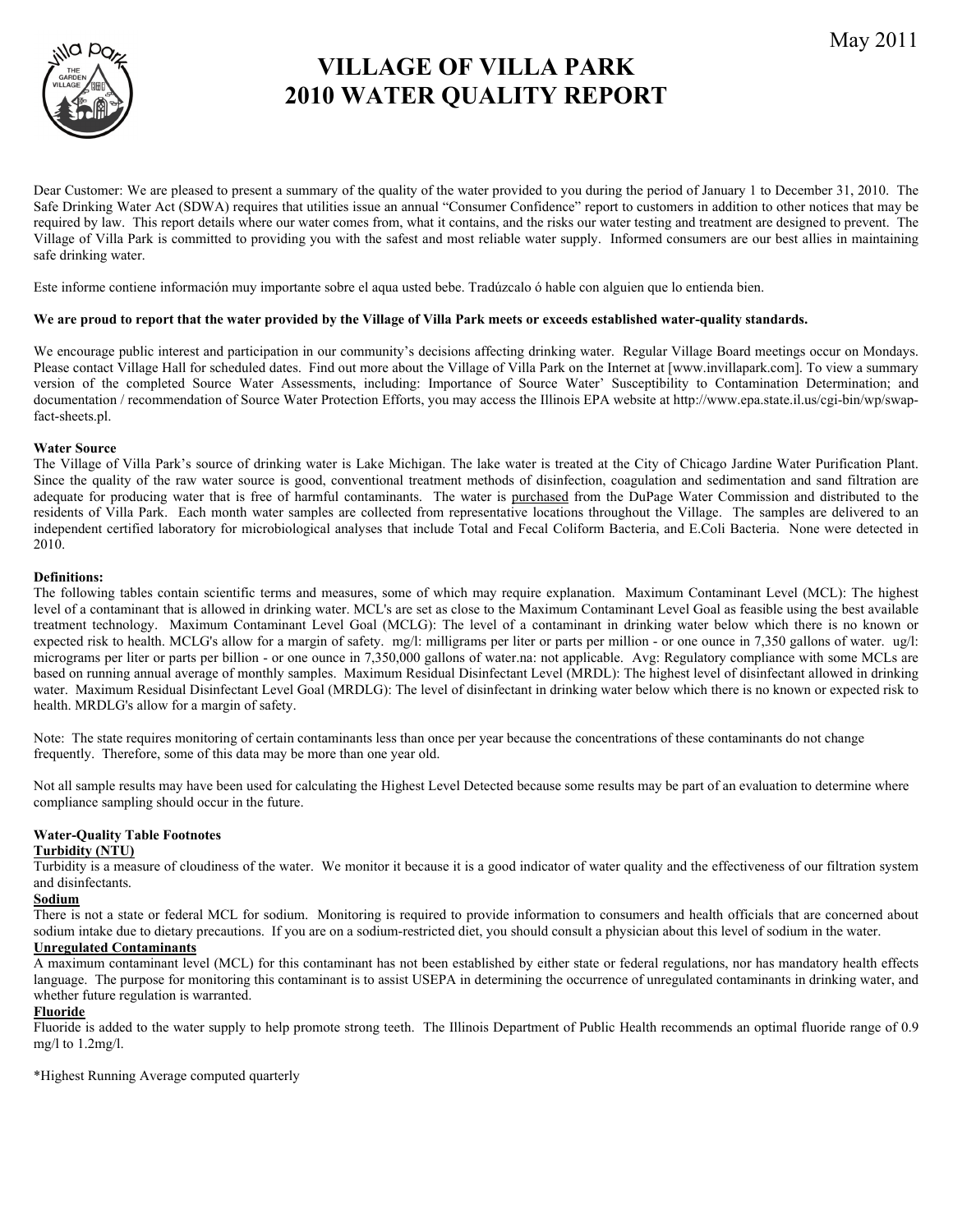May 2011

# VILLAGE OF VILLA PARK
# 2010 WATER QUALITY REPORT

Dear Customer: We are pleased to present a summary of the quality of the water provided to you during the period of January 1 to December 31, 2010. The Safe Drinking Water Act (SDWA) requires that utilities issue an annual "Consumer Confidence" report to customers in addition to other notices that may be required by law. This report details where our water comes from, what it contains, and the risks our water testing and treatment are designed to prevent. The Village of Villa Park is committed to providing you with the safest and most reliable water supply. Informed consumers are our best allies in maintaining safe drinking water.

Este informe contiene información muy importante sobre el aqua usted bebe. Tradúzcalo ó hable con alguien que lo entienda bien.

**We are proud to report that the water provided by the Village of Villa Park meets or exceeds established water-quality standards.**

We encourage public interest and participation in our community's decisions affecting drinking water. Regular Village Board meetings occur on Mondays. Please contact Village Hall for scheduled dates. Find out more about the Village of Villa Park on the Internet at [www.invillapark.com]. To view a summary version of the completed Source Water Assessments, including: Importance of Source Water' Susceptibility to Contamination Determination; and documentation / recommendation of Source Water Protection Efforts, you may access the Illinois EPA website at http://www.epa.state.il.us/cgi-bin/wp/swap-fact-sheets.pl.

**Water Source**

The Village of Villa Park's source of drinking water is Lake Michigan. The lake water is treated at the City of Chicago Jardine Water Purification Plant. Since the quality of the raw water source is good, conventional treatment methods of disinfection, coagulation and sedimentation and sand filtration are adequate for producing water that is free of harmful contaminants. The water is <u>purchased</u> from the DuPage Water Commission and distributed to the residents of Villa Park. Each month water samples are collected from representative locations throughout the Village. The samples are delivered to an independent certified laboratory for microbiological analyses that include Total and Fecal Coliform Bacteria, and E.Coli Bacteria. None were detected in 2010.

**Definitions:**

The following tables contain scientific terms and measures, some of which may require explanation. Maximum Contaminant Level (MCL): The highest level of a contaminant that is allowed in drinking water. MCL's are set as close to the Maximum Contaminant Level Goal as feasible using the best available treatment technology. Maximum Contaminant Level Goal (MCLG): The level of a contaminant in drinking water below which there is no known or expected risk to health. MCLG's allow for a margin of safety. mg/l: milligrams per liter or parts per million - or one ounce in 7,350 gallons of water. ug/l: micrograms per liter or parts per billion - or one ounce in 7,350,000 gallons of water.na: not applicable. Avg: Regulatory compliance with some MCLs are based on running annual average of monthly samples. Maximum Residual Disinfectant Level (MRDL): The highest level of disinfectant allowed in drinking water. Maximum Residual Disinfectant Level Goal (MRDLG): The level of disinfectant in drinking water below which there is no known or expected risk to health. MRDLG's allow for a margin of safety.

Note: The state requires monitoring of certain contaminants less than once per year because the concentrations of these contaminants do not change frequently. Therefore, some of this data may be more than one year old.

Not all sample results may have been used for calculating the Highest Level Detected because some results may be part of an evaluation to determine where compliance sampling should occur in the future.

**Water-Quality Table Footnotes**

**<u>Turbidity (NTU)</u>**

Turbidity is a measure of cloudiness of the water. We monitor it because it is a good indicator of water quality and the effectiveness of our filtration system and disinfectants.

**<u>Sodium</u>**

There is not a state or federal MCL for sodium. Monitoring is required to provide information to consumers and health officials that are concerned about sodium intake due to dietary precautions. If you are on a sodium-restricted diet, you should consult a physician about this level of sodium in the water.

**<u>Unregulated Contaminants</u>**

A maximum contaminant level (MCL) for this contaminant has not been established by either state or federal regulations, nor has mandatory health effects language. The purpose for monitoring this contaminant is to assist USEPA in determining the occurrence of unregulated contaminants in drinking water, and whether future regulation is warranted.

**<u>Fluoride</u>**

Fluoride is added to the water supply to help promote strong teeth. The Illinois Department of Public Health recommends an optimal fluoride range of 0.9 mg/l to 1.2mg/l.

*Highest Running Average computed quarterly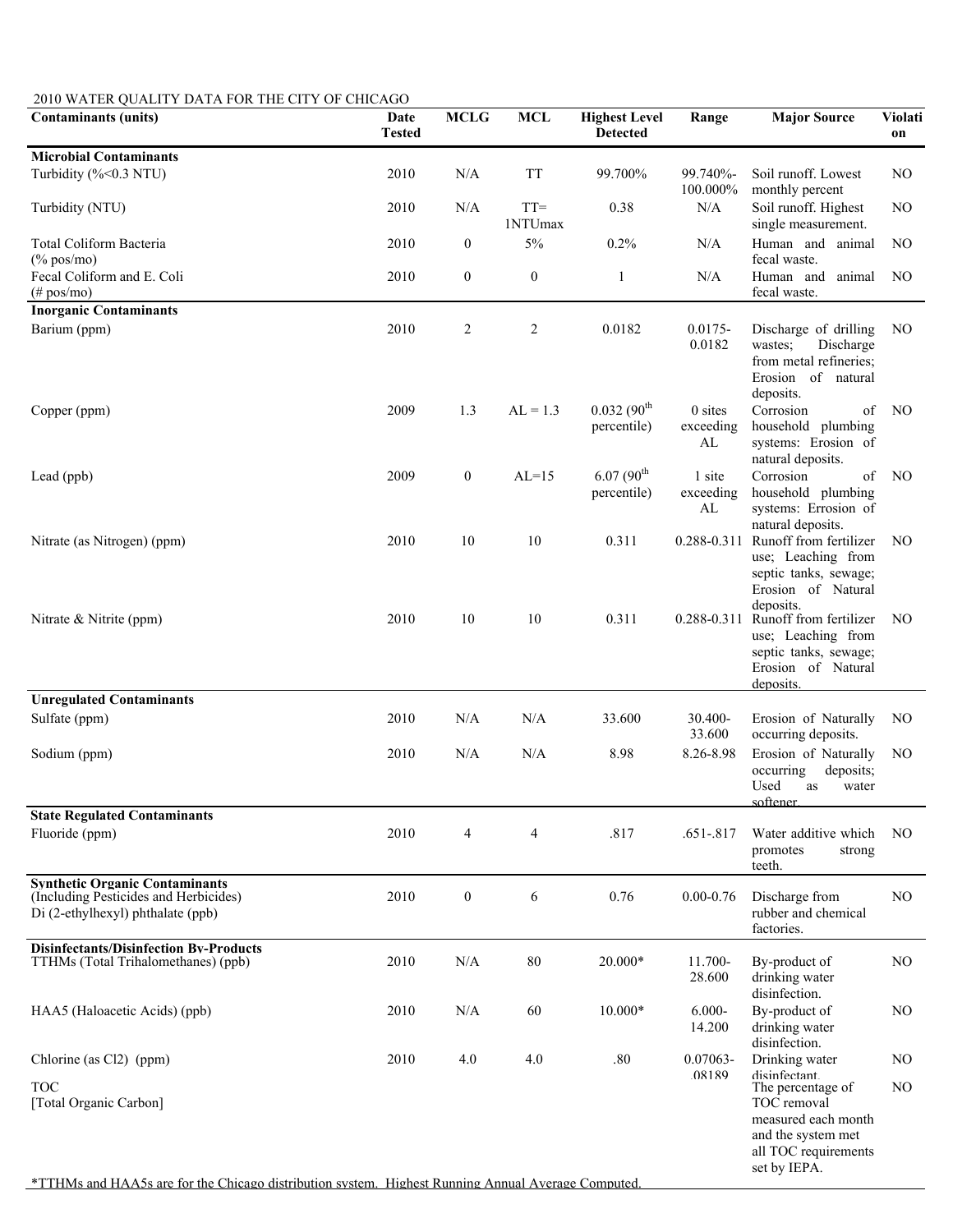2010 WATER QUALITY DATA FOR THE CITY OF CHICAGO

| Contaminants (units) | Date Tested | MCLG | MCL | Highest Level Detected | Range | Major Source | Violation |
|---|---|---|---|---|---|---|---|
| **Microbial Contaminants** | | | | | | | |
| Turbidity (%<0.3 NTU) | 2010 | N/A | TT | 99.700% | 99.740%-100.000% | Soil runoff. Lowest monthly percent | NO |
| Turbidity (NTU) | 2010 | N/A | TT= 1NTUmax | 0.38 | N/A | Soil runoff. Highest single measurement. | NO |
| Total Coliform Bacteria (% pos/mo) | 2010 | 0 | 5% | 0.2% | N/A | Human and animal fecal waste. | NO |
| Fecal Coliform and E. Coli (# pos/mo) | 2010 | 0 | 0 | 1 | N/A | Human and animal fecal waste. | NO |
| **Inorganic Contaminants** | | | | | | | |
| Barium (ppm) | 2010 | 2 | 2 | 0.0182 | 0.0175-0.0182 | Discharge of drilling wastes; Discharge from metal refineries; Erosion of natural deposits. | NO |
| Copper (ppm) | 2009 | 1.3 | AL = 1.3 | 0.032 (90th percentile) | 0 sites exceeding AL | Corrosion of household plumbing systems: Erosion of natural deposits. | NO |
| Lead (ppb) | 2009 | 0 | AL=15 | 6.07 (90th percentile) | 1 site exceeding AL | Corrosion of household plumbing systems: Errosion of natural deposits. | NO |
| Nitrate (as Nitrogen) (ppm) | 2010 | 10 | 10 | 0.311 | 0.288-0.311 | Runoff from fertilizer use; Leaching from septic tanks, sewage; Erosion of Natural deposits. | NO |
| Nitrate & Nitrite (ppm) | 2010 | 10 | 10 | 0.311 | 0.288-0.311 | Runoff from fertilizer use; Leaching from septic tanks, sewage; Erosion of Natural deposits. | NO |
| **Unregulated Contaminants** | | | | | | | |
| Sulfate (ppm) | 2010 | N/A | N/A | 33.600 | 30.400-33.600 | Erosion of Naturally occurring deposits. | NO |
| Sodium (ppm) | 2010 | N/A | N/A | 8.98 | 8.26-8.98 | Erosion of Naturally occurring deposits; Used as water softener. | NO |
| **State Regulated Contaminants** | | | | | | | |
| Fluoride (ppm) | 2010 | 4 | 4 | .817 | .651-.817 | Water additive which promotes strong teeth. | NO |
| **Synthetic Organic Contaminants** (Including Pesticides and Herbicides) | | | | | | | |
| Di (2-ethylhexyl) phthalate (ppb) | 2010 | 0 | 6 | 0.76 | 0.00-0.76 | Discharge from rubber and chemical factories. | NO |
| **Disinfectants/Disinfection By-Products** | | | | | | | |
| TTHMs (Total Trihalomethanes) (ppb) | 2010 | N/A | 80 | 20.000* | 11.700-28.600 | By-product of drinking water disinfection. | NO |
| HAA5 (Haloacetic Acids) (ppb) | 2010 | N/A | 60 | 10.000* | 6.000-14.200 | By-product of drinking water disinfection. | NO |
| Chlorine (as Cl2) (ppm) | 2010 | 4.0 | 4.0 | .80 | 0.07063-.08189 | Drinking water disinfectant. | NO |
| TOC [Total Organic Carbon] | | | | | | The percentage of TOC removal measured each month and the system met all TOC requirements set by IEPA. | NO |

*TTHMs and HAA5s are for the Chicago distribution system. Highest Running Annual Average Computed.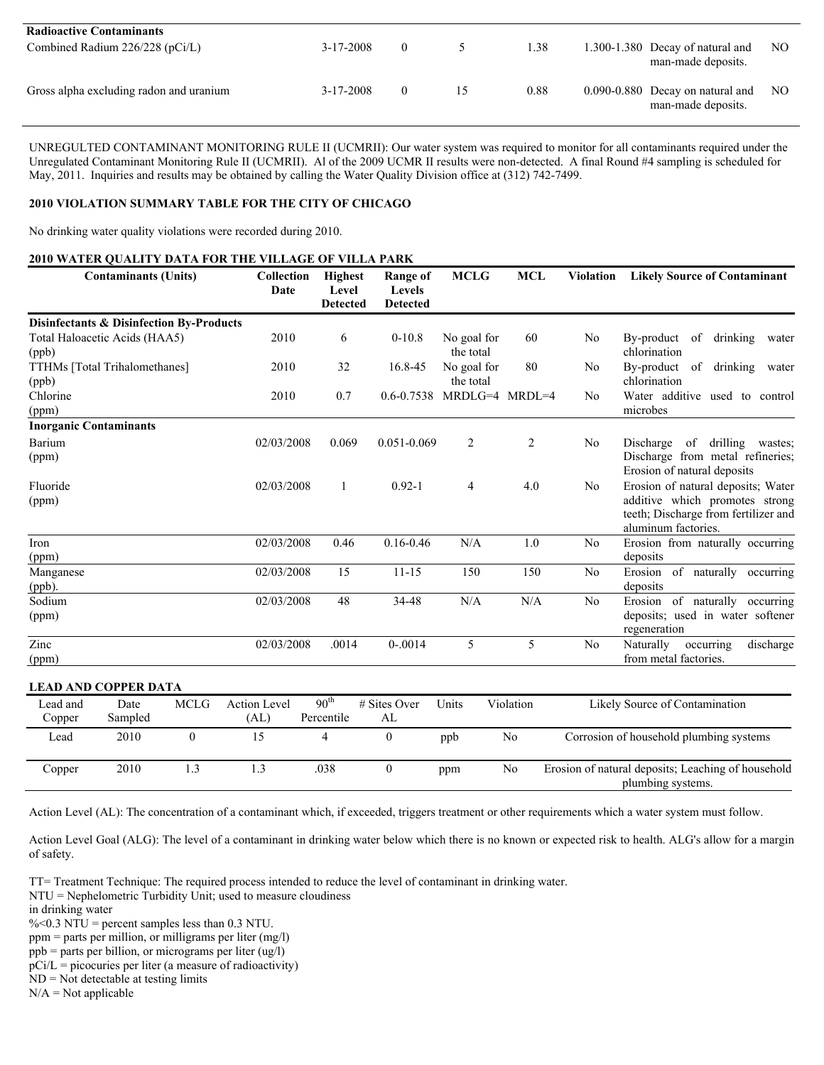| Contaminants (Units) | Collection Date | Highest Level Detected | Range of Levels Detected | MCLG | MCL | Likely Source of Contaminant | Violation |
|---|---|---|---|---|---|---|---|
| **Radioactive Contaminants** | | | | | | | |
| Combined Radium 226/228 (pCi/L) | 3-17-2008 | 0 | 5 | 1.38 | 1.300-1.380 | Decay of natural and man-made deposits. | NO |
| Gross alpha excluding radon and uranium | 3-17-2008 | 0 | 15 | 0.88 | 0.090-0.880 | Decay on natural and man-made deposits. | NO |

UNREGULTED CONTAMINANT MONITORING RULE II (UCMRII): Our water system was required to monitor for all contaminants required under the Unregulated Contaminant Monitoring Rule II (UCMRII). Al of the 2009 UCMR II results were non-detected. A final Round #4 sampling is scheduled for May, 2011. Inquiries and results may be obtained by calling the Water Quality Division office at (312) 742-7499.

**2010 VIOLATION SUMMARY TABLE FOR THE CITY OF CHICAGO**

No drinking water quality violations were recorded during 2010.

**2010 WATER QUALITY DATA FOR THE VILLAGE OF VILLA PARK**

| Contaminants (Units) | Collection Date | Highest Level Detected | Range of Levels Detected | MCLG | MCL | Violation | Likely Source of Contaminant |
|---|---|---|---|---|---|---|---|
| **Disinfectants & Disinfection By-Products** | | | | | | | |
| Total Haloacetic Acids (HAA5) (ppb) | 2010 | 6 | 0-10.8 | No goal for the total | 60 | No | By-product of drinking water chlorination |
| TTHMs [Total Trihalomethanes] (ppb) | 2010 | 32 | 16.8-45 | No goal for the total | 80 | No | By-product of drinking water chlorination |
| Chlorine (ppm) | 2010 | 0.7 | 0.6-0.7538 | MRDLG=4 | MRDL=4 | No | Water additive used to control microbes |
| **Inorganic Contaminants** | | | | | | | |
| Barium (ppm) | 02/03/2008 | 0.069 | 0.051-0.069 | 2 | 2 | No | Discharge of drilling wastes; Discharge from metal refineries; Erosion of natural deposits |
| Fluoride (ppm) | 02/03/2008 | 1 | 0.92-1 | 4 | 4.0 | No | Erosion of natural deposits; Water additive which promotes strong teeth; Discharge from fertilizer and aluminum factories. |
| Iron (ppm) | 02/03/2008 | 0.46 | 0.16-0.46 | N/A | 1.0 | No | Erosion from naturally occurring deposits |
| Manganese (ppb). | 02/03/2008 | 15 | 11-15 | 150 | 150 | No | Erosion of naturally occurring deposits |
| Sodium (ppm) | 02/03/2008 | 48 | 34-48 | N/A | N/A | No | Erosion of naturally occurring deposits; used in water softener regeneration |
| Zinc (ppm) | 02/03/2008 | .0014 | 0-.0014 | 5 | 5 | No | Naturally occurring discharge from metal factories. |

**LEAD AND COPPER DATA**

| Lead and Copper | Date Sampled | MCLG | Action Level (AL) | 90th Percentile | # Sites Over AL | Units | Violation | Likely Source of Contamination |
|---|---|---|---|---|---|---|---|---|
| Lead | 2010 | 0 | 15 | 4 | 0 | ppb | No | Corrosion of household plumbing systems |
| Copper | 2010 | 1.3 | 1.3 | .038 | 0 | ppm | No | Erosion of natural deposits; Leaching of household plumbing systems. |

Action Level (AL): The concentration of a contaminant which, if exceeded, triggers treatment or other requirements which a water system must follow.

Action Level Goal (ALG): The level of a contaminant in drinking water below which there is no known or expected risk to health. ALG's allow for a margin of safety.

TT= Treatment Technique: The required process intended to reduce the level of contaminant in drinking water.
NTU = Nephelometric Turbidity Unit; used to measure cloudiness in drinking water
%<0.3 NTU = percent samples less than 0.3 NTU.
ppm = parts per million, or milligrams per liter (mg/l)
ppb = parts per billion, or micrograms per liter (ug/l)
pCi/L = picocuries per liter (a measure of radioactivity)
ND = Not detectable at testing limits
N/A = Not applicable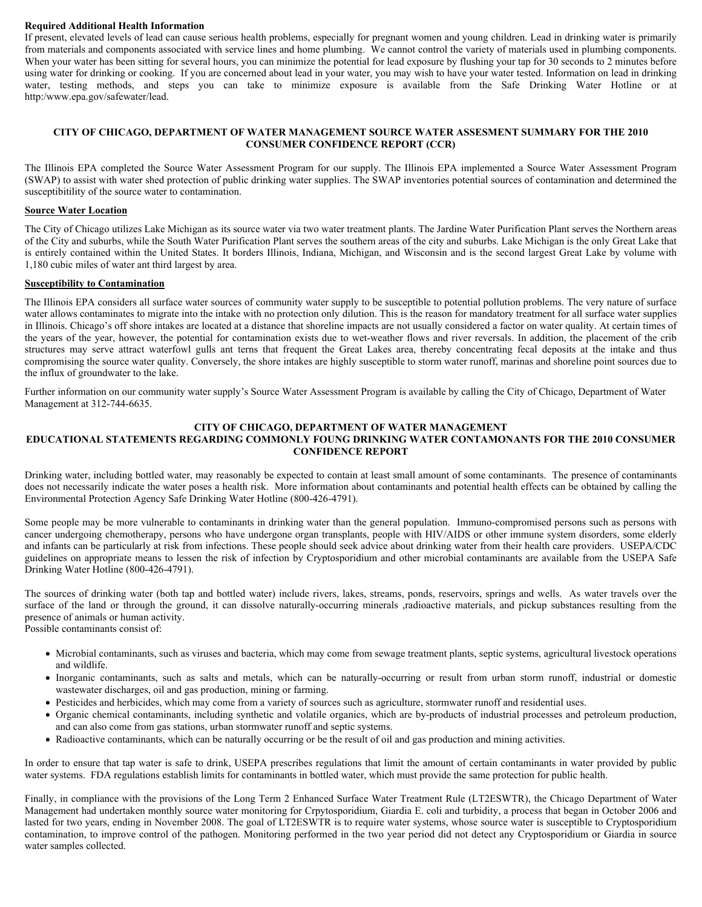**Required Additional Health Information**

If present, elevated levels of lead can cause serious health problems, especially for pregnant women and young children. Lead in drinking water is primarily from materials and components associated with service lines and home plumbing. We cannot control the variety of materials used in plumbing components. When your water has been sitting for several hours, you can minimize the potential for lead exposure by flushing your tap for 30 seconds to 2 minutes before using water for drinking or cooking. If you are concerned about lead in your water, you may wish to have your water tested. Information on lead in drinking water, testing methods, and steps you can take to minimize exposure is available from the Safe Drinking Water Hotline or at http:/www.epa.gov/safewater/lead.

## CITY OF CHICAGO, DEPARTMENT OF WATER MANAGEMENT SOURCE WATER ASSESMENT SUMMARY FOR THE 2010 CONSUMER CONFIDENCE REPORT (CCR)

The Illinois EPA completed the Source Water Assessment Program for our supply. The Illinois EPA implemented a Source Water Assessment Program (SWAP) to assist with water shed protection of public drinking water supplies. The SWAP inventories potential sources of contamination and determined the susceptibitility of the source water to contamination.

### Source Water Location

The City of Chicago utilizes Lake Michigan as its source water via two water treatment plants. The Jardine Water Purification Plant serves the Northern areas of the City and suburbs, while the South Water Purification Plant serves the southern areas of the city and suburbs. Lake Michigan is the only Great Lake that is entirely contained within the United States. It borders Illinois, Indiana, Michigan, and Wisconsin and is the second largest Great Lake by volume with 1,180 cubic miles of water ant third largest by area.

### Susceptibility to Contamination

The Illinois EPA considers all surface water sources of community water supply to be susceptible to potential pollution problems. The very nature of surface water allows contaminates to migrate into the intake with no protection only dilution. This is the reason for mandatory treatment for all surface water supplies in Illinois. Chicago's off shore intakes are located at a distance that shoreline impacts are not usually considered a factor on water quality. At certain times of the years of the year, however, the potential for contamination exists due to wet-weather flows and river reversals. In addition, the placement of the crib structures may serve attract waterfowl gulls ant terns that frequent the Great Lakes area, thereby concentrating fecal deposits at the intake and thus compromising the source water quality. Conversely, the shore intakes are highly susceptible to storm water runoff, marinas and shoreline point sources due to the influx of groundwater to the lake.

Further information on our community water supply's Source Water Assessment Program is available by calling the City of Chicago, Department of Water Management at 312-744-6635.

## CITY OF CHICAGO, DEPARTMENT OF WATER MANAGEMENT EDUCATIONAL STATEMENTS REGARDING COMMONLY FOUNG DRINKING WATER CONTAMONANTS FOR THE 2010 CONSUMER CONFIDENCE REPORT

Drinking water, including bottled water, may reasonably be expected to contain at least small amount of some contaminants. The presence of contaminants does not necessarily indicate the water poses a health risk. More information about contaminants and potential health effects can be obtained by calling the Environmental Protection Agency Safe Drinking Water Hotline (800-426-4791).

Some people may be more vulnerable to contaminants in drinking water than the general population. Immuno-compromised persons such as persons with cancer undergoing chemotherapy, persons who have undergone organ transplants, people with HIV/AIDS or other immune system disorders, some elderly and infants can be particularly at risk from infections. These people should seek advice about drinking water from their health care providers. USEPA/CDC guidelines on appropriate means to lessen the risk of infection by Cryptosporidium and other microbial contaminants are available from the USEPA Safe Drinking Water Hotline (800-426-4791).

The sources of drinking water (both tap and bottled water) include rivers, lakes, streams, ponds, reservoirs, springs and wells. As water travels over the surface of the land or through the ground, it can dissolve naturally-occurring minerals ,radioactive materials, and pickup substances resulting from the presence of animals or human activity.
Possible contaminants consist of:

- Microbial contaminants, such as viruses and bacteria, which may come from sewage treatment plants, septic systems, agricultural livestock operations and wildlife.
- Inorganic contaminants, such as salts and metals, which can be naturally-occurring or result from urban storm runoff, industrial or domestic wastewater discharges, oil and gas production, mining or farming.
- Pesticides and herbicides, which may come from a variety of sources such as agriculture, stormwater runoff and residential uses.
- Organic chemical contaminants, including synthetic and volatile organics, which are by-products of industrial processes and petroleum production, and can also come from gas stations, urban stormwater runoff and septic systems.
- Radioactive contaminants, which can be naturally occurring or be the result of oil and gas production and mining activities.

In order to ensure that tap water is safe to drink, USEPA prescribes regulations that limit the amount of certain contaminants in water provided by public water systems. FDA regulations establish limits for contaminants in bottled water, which must provide the same protection for public health.

Finally, in compliance with the provisions of the Long Term 2 Enhanced Surface Water Treatment Rule (LT2ESWTR), the Chicago Department of Water Management had undertaken monthly source water monitoring for Crpytosporidium, Giardia E. coli and turbidity, a process that began in October 2006 and lasted for two years, ending in November 2008. The goal of LT2ESWTR is to require water systems, whose source water is susceptible to Cryptosporidium contamination, to improve control of the pathogen. Monitoring performed in the two year period did not detect any Cryptosporidium or Giardia in source water samples collected.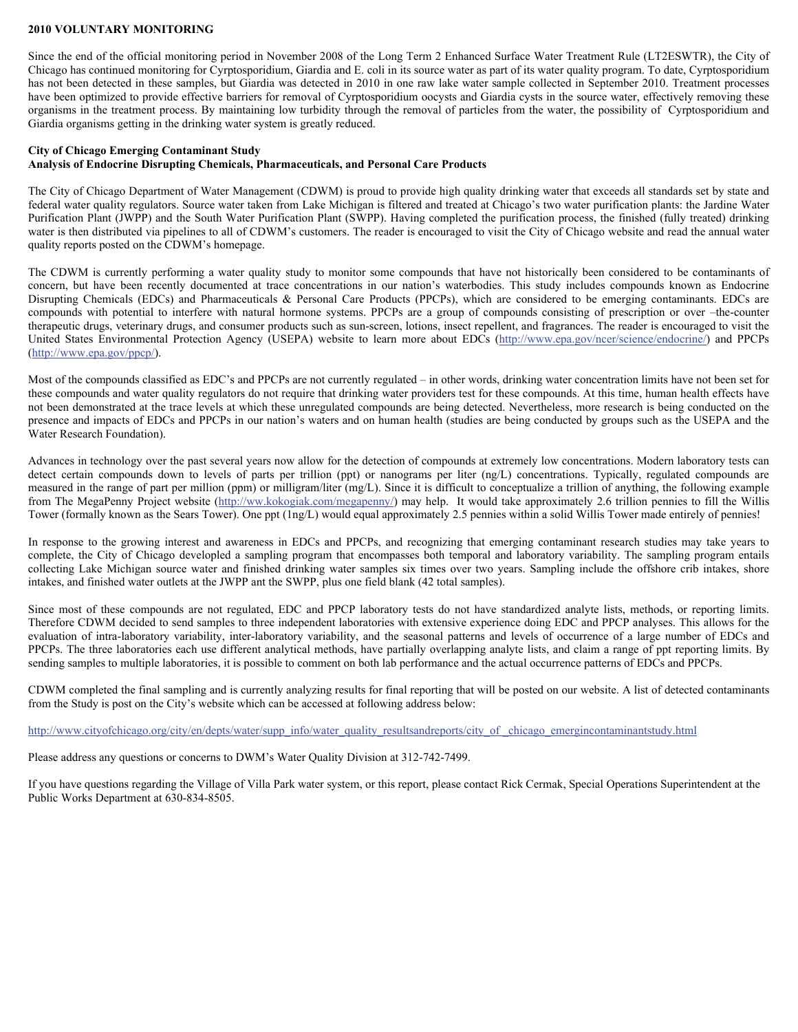**2010 VOLUNTARY MONITORING**

Since the end of the official monitoring period in November 2008 of the Long Term 2 Enhanced Surface Water Treatment Rule (LT2ESWTR), the City of Chicago has continued monitoring for Cyrptosporidium, Giardia and E. coli in its source water as part of its water quality program. To date, Cyrptosporidium has not been detected in these samples, but Giardia was detected in 2010 in one raw lake water sample collected in September 2010. Treatment processes have been optimized to provide effective barriers for removal of Cyrptosporidium oocysts and Giardia cysts in the source water, effectively removing these organisms in the treatment process. By maintaining low turbidity through the removal of particles from the water, the possibility of Cyrptosporidium and Giardia organisms getting in the drinking water system is greatly reduced.

**City of Chicago Emerging Contaminant Study**
**Analysis of Endocrine Disrupting Chemicals, Pharmaceuticals, and Personal Care Products**

The City of Chicago Department of Water Management (CDWM) is proud to provide high quality drinking water that exceeds all standards set by state and federal water quality regulators. Source water taken from Lake Michigan is filtered and treated at Chicago's two water purification plants: the Jardine Water Purification Plant (JWPP) and the South Water Purification Plant (SWPP). Having completed the purification process, the finished (fully treated) drinking water is then distributed via pipelines to all of CDWM's customers. The reader is encouraged to visit the City of Chicago website and read the annual water quality reports posted on the CDWM's homepage.

The CDWM is currently performing a water quality study to monitor some compounds that have not historically been considered to be contaminants of concern, but have been recently documented at trace concentrations in our nation's waterbodies. This study includes compounds known as Endocrine Disrupting Chemicals (EDCs) and Pharmaceuticals & Personal Care Products (PPCPs), which are considered to be emerging contaminants. EDCs are compounds with potential to interfere with natural hormone systems. PPCPs are a group of compounds consisting of prescription or over –the-counter therapeutic drugs, veterinary drugs, and consumer products such as sun-screen, lotions, insect repellent, and fragrances. The reader is encouraged to visit the United States Environmental Protection Agency (USEPA) website to learn more about EDCs (http://www.epa.gov/ncer/science/endocrine/) and PPCPs (http://www.epa.gov/ppcp/).

Most of the compounds classified as EDC's and PPCPs are not currently regulated – in other words, drinking water concentration limits have not been set for these compounds and water quality regulators do not require that drinking water providers test for these compounds. At this time, human health effects have not been demonstrated at the trace levels at which these unregulated compounds are being detected. Nevertheless, more research is being conducted on the presence and impacts of EDCs and PPCPs in our nation's waters and on human health (studies are being conducted by groups such as the USEPA and the Water Research Foundation).

Advances in technology over the past several years now allow for the detection of compounds at extremely low concentrations. Modern laboratory tests can detect certain compounds down to levels of parts per trillion (ppt) or nanograms per liter (ng/L) concentrations. Typically, regulated compounds are measured in the range of part per million (ppm) or milligram/liter (mg/L). Since it is difficult to conceptualize a trillion of anything, the following example from The MegaPenny Project website (http://ww.kokogiak.com/megapenny/) may help. It would take approximately 2.6 trillion pennies to fill the Willis Tower (formally known as the Sears Tower). One ppt (1ng/L) would equal approximately 2.5 pennies within a solid Willis Tower made entirely of pennies!

In response to the growing interest and awareness in EDCs and PPCPs, and recognizing that emerging contaminant research studies may take years to complete, the City of Chicago developled a sampling program that encompasses both temporal and laboratory variability. The sampling program entails collecting Lake Michigan source water and finished drinking water samples six times over two years. Sampling include the offshore crib intakes, shore intakes, and finished water outlets at the JWPP ant the SWPP, plus one field blank (42 total samples).

Since most of these compounds are not regulated, EDC and PPCP laboratory tests do not have standardized analyte lists, methods, or reporting limits. Therefore CDWM decided to send samples to three independent laboratories with extensive experience doing EDC and PPCP analyses. This allows for the evaluation of intra-laboratory variability, inter-laboratory variability, and the seasonal patterns and levels of occurrence of a large number of EDCs and PPCPs. The three laboratories each use different analytical methods, have partially overlapping analyte lists, and claim a range of ppt reporting limits. By sending samples to multiple laboratories, it is possible to comment on both lab performance and the actual occurrence patterns of EDCs and PPCPs.

CDWM completed the final sampling and is currently analyzing results for final reporting that will be posted on our website. A list of detected contaminants from the Study is post on the City's website which can be accessed at following address below:

http://www.cityofchicago.org/city/en/depts/water/supp_info/water_quality_resultsandreports/city_of_chicago_emergincontaminantstudy.html

Please address any questions or concerns to DWM's Water Quality Division at 312-742-7499.

If you have questions regarding the Village of Villa Park water system, or this report, please contact Rick Cermak, Special Operations Superintendent at the Public Works Department at 630-834-8505.